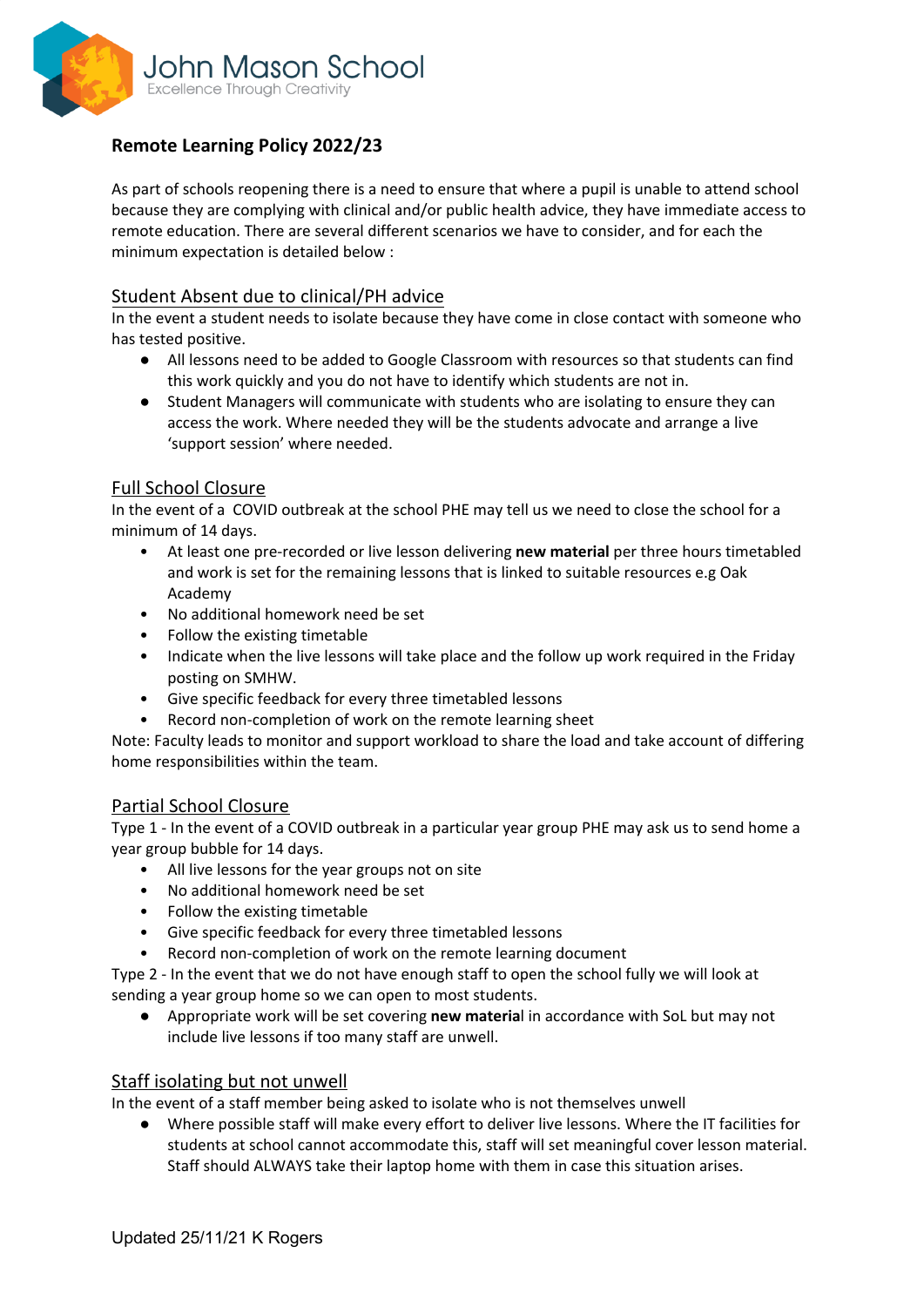John Mason School

Excellence Through Creativity

## Remote Learning Policy 2022/23

As part of schools reopening there is a need to ensure that where a pupil is unable to attend school because they are complying with clinical and/or public health advice, they have immediate access to remote education. There are several different scenarios we have to consider, and for each the minimum expectation is detailed below :

### Student Absent due to clinical/PH advice

In the event a student needs to isolate because they have come in close contact with someone who has tested positive.

- All lessons need to be added to Google Classroom with resources so that students can find this work quickly and you do not have to identify which students are not in.
- Student Managers will communicate with students who are isolating to ensure they can access the work. Where needed they will be the students advocate and arrange a live 'support session' where needed.

### Full School Closure

In the event of a COVID outbreak at the school PHE may tell us we need to close the school for a minimum of 14 days.

- At least one pre-recorded or live lesson delivering **new material** per three hours timetabled and work is set for the remaining lessons that is linked to suitable resources e.g Oak Academy
- No additional homework need be set
- Follow the existing timetable
- Indicate when the live lessons will take place and the follow up work required in the Friday posting on SMHW.
- Give specific feedback for every three timetabled lessons
- Record non-completion of work on the remote learning sheet

Note: Faculty leads to monitor and support workload to share the load and take account of differing home responsibilities within the team.

### Partial School Closure

Type 1 - In the event of a COVID outbreak in a particular year group PHE may ask us to send home a year group bubble for 14 days.

- All live lessons for the year groups not on site
- No additional homework need be set
- Follow the existing timetable
- Give specific feedback for every three timetabled lessons
- Record non-completion of work on the remote learning document

Type 2 - In the event that we do not have enough staff to open the school fully we will look at sending a year group home so we can open to most students.

- Appropriate work will be set covering **new materia**l in accordance with SoL but may not include live lessons if too many staff are unwell.

### Staff isolating but not unwell

In the event of a staff member being asked to isolate who is not themselves unwell

- Where possible staff will make every effort to deliver live lessons. Where the IT facilities for students at school cannot accommodate this, staff will set meaningful cover lesson material. Staff should ALWAYS take their laptop home with them in case this situation arises.

Updated 25/11/21 K Rogers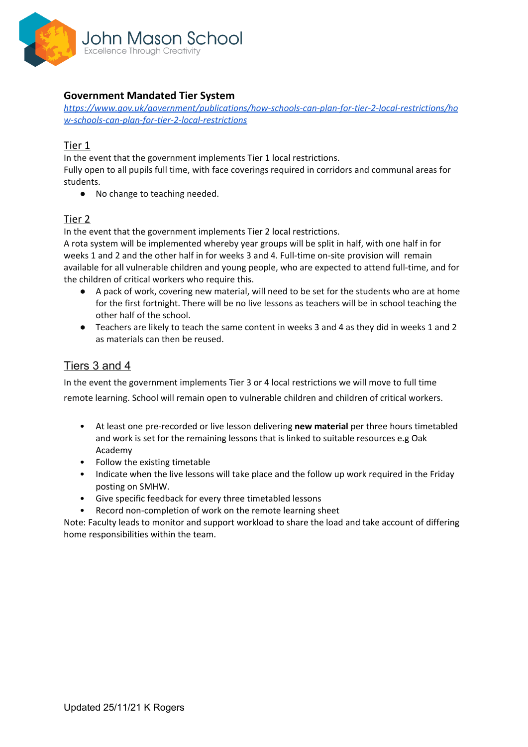John Mason School
Excellence Through Creativity

## Government Mandated Tier System

*https://www.gov.uk/government/publications/how-schools-can-plan-for-tier-2-local-restrictions/how-schools-can-plan-for-tier-2-local-restrictions*

### Tier 1

In the event that the government implements Tier 1 local restrictions.
Fully open to all pupils full time, with face coverings required in corridors and communal areas for students.

- No change to teaching needed.

### Tier 2

In the event that the government implements Tier 2 local restrictions.
A rota system will be implemented whereby year groups will be split in half, with one half in for weeks 1 and 2 and the other half in for weeks 3 and 4. Full-time on-site provision will remain available for all vulnerable children and young people, who are expected to attend full-time, and for the children of critical workers who require this.

- A pack of work, covering new material, will need to be set for the students who are at home for the first fortnight. There will be no live lessons as teachers will be in school teaching the other half of the school.
- Teachers are likely to teach the same content in weeks 3 and 4 as they did in weeks 1 and 2 as materials can then be reused.

### Tiers 3 and 4

In the event the government implements Tier 3 or 4 local restrictions we will move to full time remote learning. School will remain open to vulnerable children and children of critical workers.

- At least one pre-recorded or live lesson delivering **new material** per three hours timetabled and work is set for the remaining lessons that is linked to suitable resources e.g Oak Academy
- Follow the existing timetable
- Indicate when the live lessons will take place and the follow up work required in the Friday posting on SMHW.
- Give specific feedback for every three timetabled lessons
- Record non-completion of work on the remote learning sheet

Note: Faculty leads to monitor and support workload to share the load and take account of differing home responsibilities within the team.

Updated 25/11/21 K Rogers